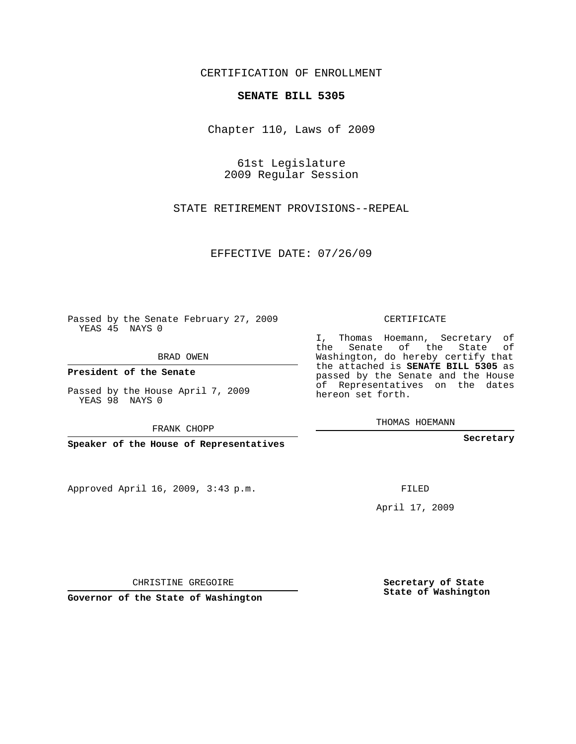CERTIFICATION OF ENROLLMENT

**SENATE BILL 5305**

Chapter 110, Laws of 2009

61st Legislature
2009 Regular Session

STATE RETIREMENT PROVISIONS--REPEAL

EFFECTIVE DATE: 07/26/09

Passed by the Senate February 27, 2009
YEAS 45 NAYS 0

BRAD OWEN

**President of the Senate**

Passed by the House April 7, 2009
YEAS 98 NAYS 0

FRANK CHOPP

**Speaker of the House of Representatives**

CERTIFICATE

I, Thomas Hoemann, Secretary of the Senate of the State of Washington, do hereby certify that the attached is **SENATE BILL 5305** as passed by the Senate and the House of Representatives on the dates hereon set forth.

THOMAS HOEMANN

**Secretary**

Approved April 16, 2009, 3:43 p.m.

FILED

April 17, 2009

CHRISTINE GREGOIRE

**Governor of the State of Washington**

**Secretary of State**
**State of Washington**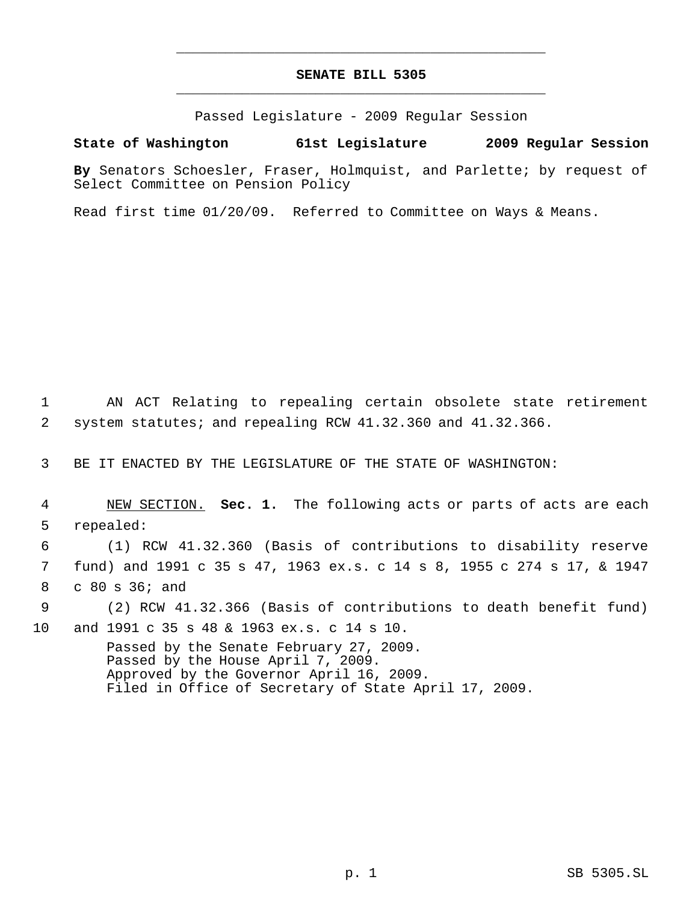# SENATE BILL 5305

Passed Legislature - 2009 Regular Session

**State of Washington 61st Legislature 2009 Regular Session**

**By** Senators Schoesler, Fraser, Holmquist, and Parlette; by request of Select Committee on Pension Policy

Read first time 01/20/09. Referred to Committee on Ways & Means.

AN ACT Relating to repealing certain obsolete state retirement system statutes; and repealing RCW 41.32.360 and 41.32.366.

BE IT ENACTED BY THE LEGISLATURE OF THE STATE OF WASHINGTON:

NEW SECTION. **Sec. 1.** The following acts or parts of acts are each repealed:

(1) RCW 41.32.360 (Basis of contributions to disability reserve fund) and 1991 c 35 s 47, 1963 ex.s. c 14 s 8, 1955 c 274 s 17, & 1947 c 80 s 36; and

(2) RCW 41.32.366 (Basis of contributions to death benefit fund) and 1991 c 35 s 48 & 1963 ex.s. c 14 s 10.

Passed by the Senate February 27, 2009.
Passed by the House April 7, 2009.
Approved by the Governor April 16, 2009.
Filed in Office of Secretary of State April 17, 2009.